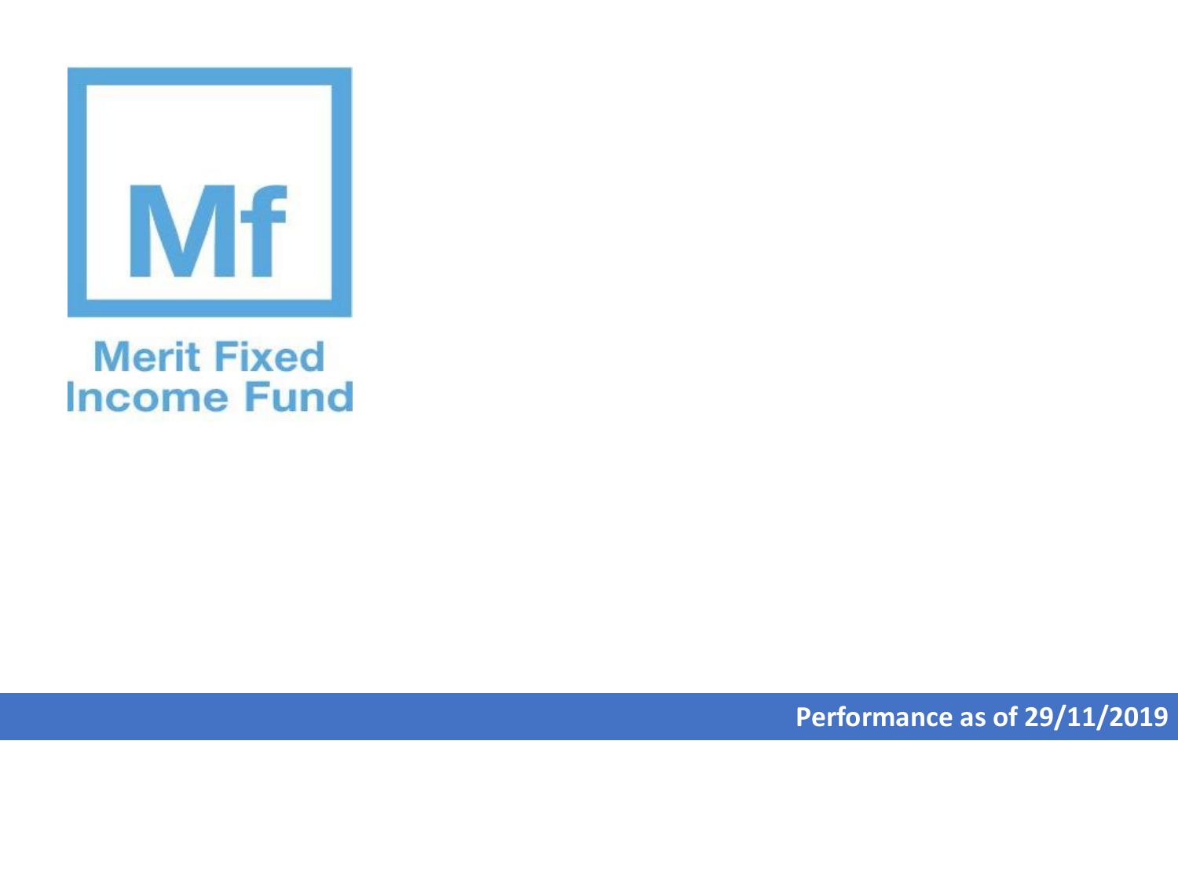Mf

# Merit Fixed Income Fund

**Performance as of 29/11/2019**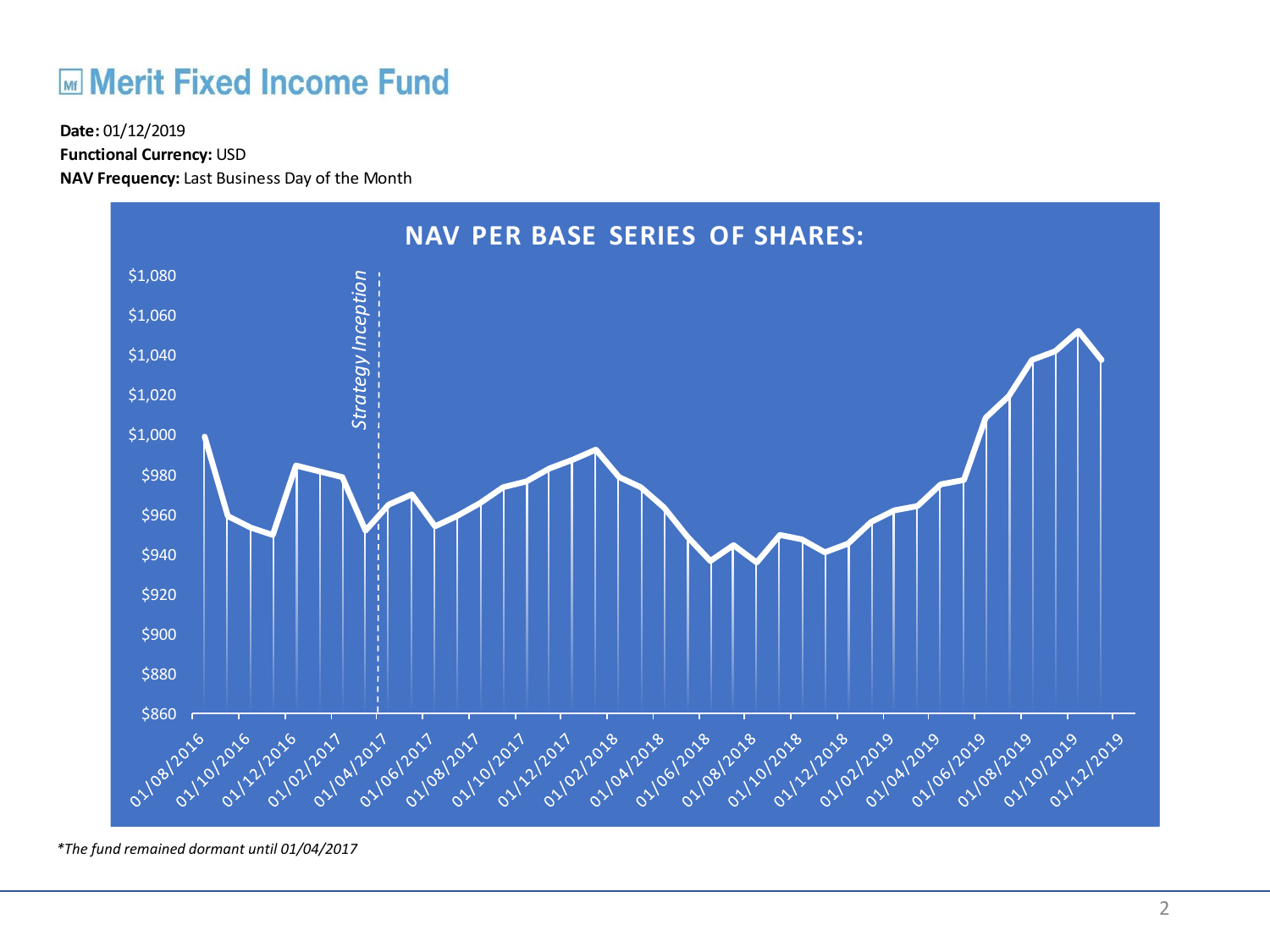# Merit Fixed Income Fund

**Date:** 01/12/2019
**Functional Currency:** USD
**NAV Frequency:** Last Business Day of the Month

**NAV PER BASE SERIES OF SHARES:**

*\*The fund remained dormant until 01/04/2017*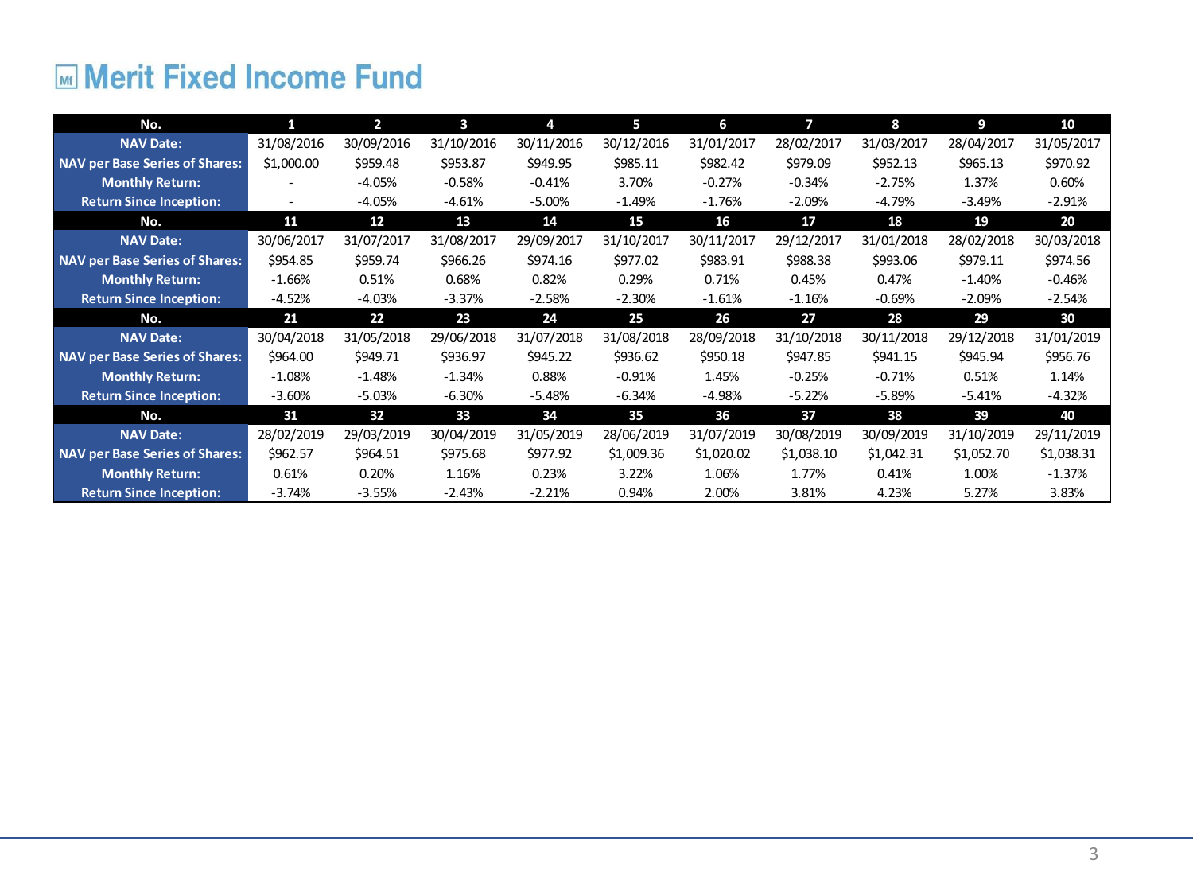# Merit Fixed Income Fund

| No. | 1 | 2 | 3 | 4 | 5 | 6 | 7 | 8 | 9 | 10 |
|---|---|---|---|---|---|---|---|---|---|---|
| NAV Date: | 31/08/2016 | 30/09/2016 | 31/10/2016 | 30/11/2016 | 30/12/2016 | 31/01/2017 | 28/02/2017 | 31/03/2017 | 28/04/2017 | 31/05/2017 |
| NAV per Base Series of Shares: | $1,000.00 | $959.48 | $953.87 | $949.95 | $985.11 | $982.42 | $979.09 | $952.13 | $965.13 | $970.92 |
| Monthly Return: | - | -4.05% | -0.58% | -0.41% | 3.70% | -0.27% | -0.34% | -2.75% | 1.37% | 0.60% |
| Return Since Inception: | - | -4.05% | -4.61% | -5.00% | -1.49% | -1.76% | -2.09% | -4.79% | -3.49% | -2.91% |
| **No.** | **11** | **12** | **13** | **14** | **15** | **16** | **17** | **18** | **19** | **20** |
| NAV Date: | 30/06/2017 | 31/07/2017 | 31/08/2017 | 29/09/2017 | 31/10/2017 | 30/11/2017 | 29/12/2017 | 31/01/2018 | 28/02/2018 | 30/03/2018 |
| NAV per Base Series of Shares: | $954.85 | $959.74 | $966.26 | $974.16 | $977.02 | $983.91 | $988.38 | $993.06 | $979.11 | $974.56 |
| Monthly Return: | -1.66% | 0.51% | 0.68% | 0.82% | 0.29% | 0.71% | 0.45% | 0.47% | -1.40% | -0.46% |
| Return Since Inception: | -4.52% | -4.03% | -3.37% | -2.58% | -2.30% | -1.61% | -1.16% | -0.69% | -2.09% | -2.54% |
| **No.** | **21** | **22** | **23** | **24** | **25** | **26** | **27** | **28** | **29** | **30** |
| NAV Date: | 30/04/2018 | 31/05/2018 | 29/06/2018 | 31/07/2018 | 31/08/2018 | 28/09/2018 | 31/10/2018 | 30/11/2018 | 29/12/2018 | 31/01/2019 |
| NAV per Base Series of Shares: | $964.00 | $949.71 | $936.97 | $945.22 | $936.62 | $950.18 | $947.85 | $941.15 | $945.94 | $956.76 |
| Monthly Return: | -1.08% | -1.48% | -1.34% | 0.88% | -0.91% | 1.45% | -0.25% | -0.71% | 0.51% | 1.14% |
| Return Since Inception: | -3.60% | -5.03% | -6.30% | -5.48% | -6.34% | -4.98% | -5.22% | -5.89% | -5.41% | -4.32% |
| **No.** | **31** | **32** | **33** | **34** | **35** | **36** | **37** | **38** | **39** | **40** |
| NAV Date: | 28/02/2019 | 29/03/2019 | 30/04/2019 | 31/05/2019 | 28/06/2019 | 31/07/2019 | 30/08/2019 | 30/09/2019 | 31/10/2019 | 29/11/2019 |
| NAV per Base Series of Shares: | $962.57 | $964.51 | $975.68 | $977.92 | $1,009.36 | $1,020.02 | $1,038.10 | $1,042.31 | $1,052.70 | $1,038.31 |
| Monthly Return: | 0.61% | 0.20% | 1.16% | 0.23% | 3.22% | 1.06% | 1.77% | 0.41% | 1.00% | -1.37% |
| Return Since Inception: | -3.74% | -3.55% | -2.43% | -2.21% | 0.94% | 2.00% | 3.81% | 4.23% | 5.27% | 3.83% |